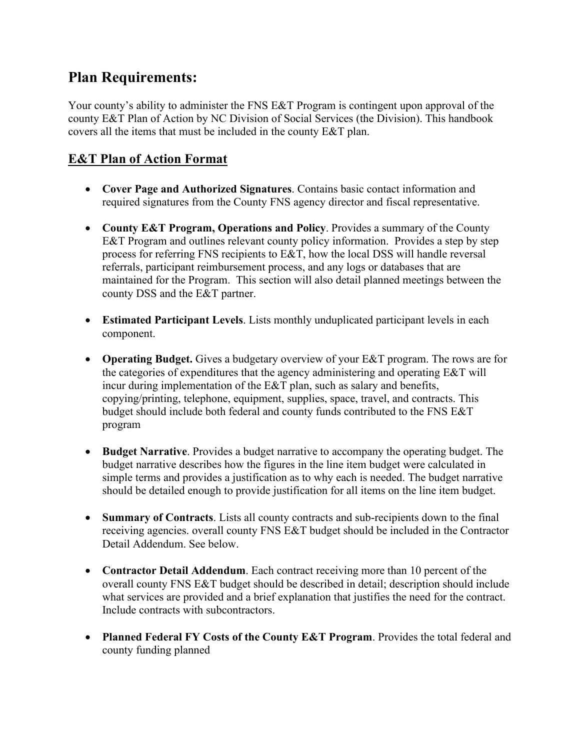## Plan Requirements:

Your county's ability to administer the FNS E&T Program is contingent upon approval of the county E&T Plan of Action by NC Division of Social Services (the Division). This handbook covers all the items that must be included in the county E&T plan.

### E&T Plan of Action Format

- **Cover Page and Authorized Signatures**. Contains basic contact information and required signatures from the County FNS agency director and fiscal representative.

- **County E&T Program, Operations and Policy**. Provides a summary of the County E&T Program and outlines relevant county policy information. Provides a step by step process for referring FNS recipients to E&T, how the local DSS will handle reversal referrals, participant reimbursement process, and any logs or databases that are maintained for the Program. This section will also detail planned meetings between the county DSS and the E&T partner.

- **Estimated Participant Levels**. Lists monthly unduplicated participant levels in each component.

- **Operating Budget.** Gives a budgetary overview of your E&T program. The rows are for the categories of expenditures that the agency administering and operating E&T will incur during implementation of the E&T plan, such as salary and benefits, copying/printing, telephone, equipment, supplies, space, travel, and contracts. This budget should include both federal and county funds contributed to the FNS E&T program

- **Budget Narrative**. Provides a budget narrative to accompany the operating budget. The budget narrative describes how the figures in the line item budget were calculated in simple terms and provides a justification as to why each is needed. The budget narrative should be detailed enough to provide justification for all items on the line item budget.

- **Summary of Contracts**. Lists all county contracts and sub-recipients down to the final receiving agencies. overall county FNS E&T budget should be included in the Contractor Detail Addendum. See below.

- **Contractor Detail Addendum**. Each contract receiving more than 10 percent of the overall county FNS E&T budget should be described in detail; description should include what services are provided and a brief explanation that justifies the need for the contract. Include contracts with subcontractors.

- **Planned Federal FY Costs of the County E&T Program**. Provides the total federal and county funding planned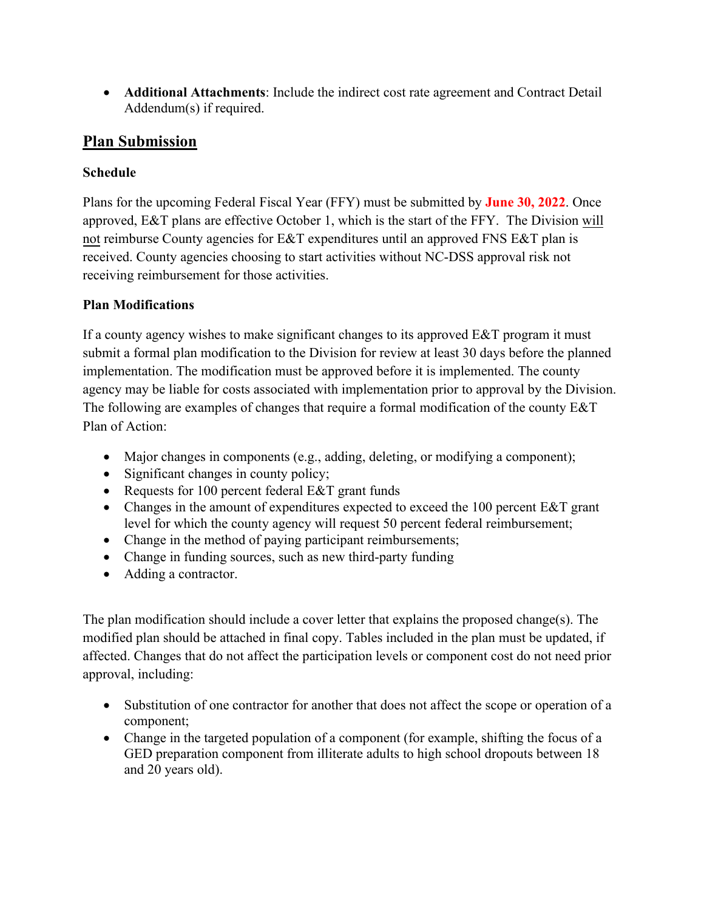- **Additional Attachments**: Include the indirect cost rate agreement and Contract Detail Addendum(s) if required.

## Plan Submission

### Schedule

Plans for the upcoming Federal Fiscal Year (FFY) must be submitted by **June 30, 2022**. Once approved, E&T plans are effective October 1, which is the start of the FFY. The Division will not reimburse County agencies for E&T expenditures until an approved FNS E&T plan is received. County agencies choosing to start activities without NC-DSS approval risk not receiving reimbursement for those activities.

### Plan Modifications

If a county agency wishes to make significant changes to its approved E&T program it must submit a formal plan modification to the Division for review at least 30 days before the planned implementation. The modification must be approved before it is implemented. The county agency may be liable for costs associated with implementation prior to approval by the Division. The following are examples of changes that require a formal modification of the county E&T Plan of Action:

- Major changes in components (e.g., adding, deleting, or modifying a component);
- Significant changes in county policy;
- Requests for 100 percent federal E&T grant funds
- Changes in the amount of expenditures expected to exceed the 100 percent E&T grant level for which the county agency will request 50 percent federal reimbursement;
- Change in the method of paying participant reimbursements;
- Change in funding sources, such as new third-party funding
- Adding a contractor.

The plan modification should include a cover letter that explains the proposed change(s). The modified plan should be attached in final copy. Tables included in the plan must be updated, if affected. Changes that do not affect the participation levels or component cost do not need prior approval, including:

- Substitution of one contractor for another that does not affect the scope or operation of a component;
- Change in the targeted population of a component (for example, shifting the focus of a GED preparation component from illiterate adults to high school dropouts between 18 and 20 years old).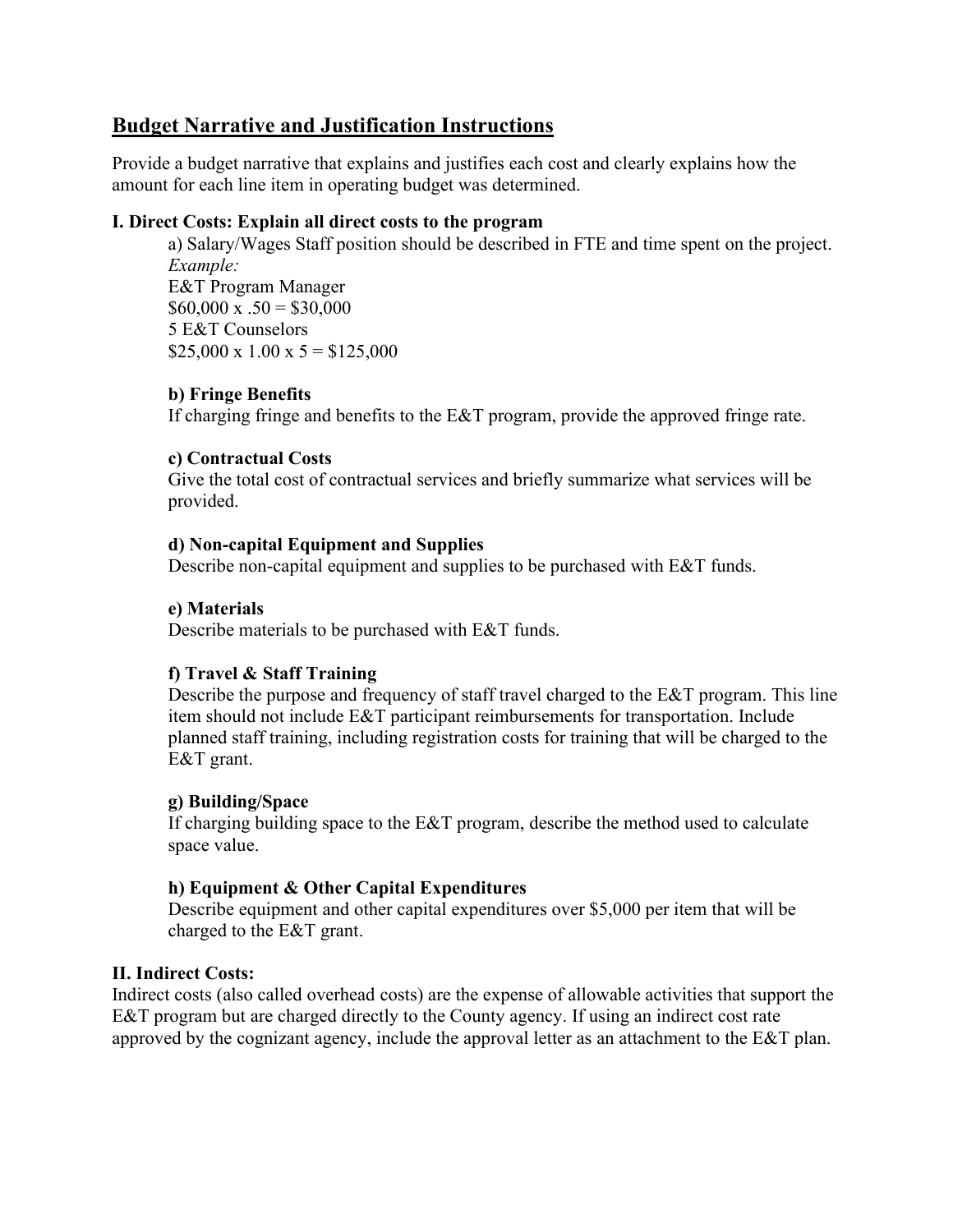## Budget Narrative and Justification Instructions

Provide a budget narrative that explains and justifies each cost and clearly explains how the amount for each line item in operating budget was determined.

**I. Direct Costs: Explain all direct costs to the program**

a) Salary/Wages Staff position should be described in FTE and time spent on the project.
*Example:*
E&T Program Manager
$60,000 x .50 = $30,000
5 E&T Counselors
$25,000 x 1.00 x 5 = $125,000

**b) Fringe Benefits**
If charging fringe and benefits to the E&T program, provide the approved fringe rate.

**c) Contractual Costs**
Give the total cost of contractual services and briefly summarize what services will be provided.

**d) Non-capital Equipment and Supplies**
Describe non-capital equipment and supplies to be purchased with E&T funds.

**e) Materials**
Describe materials to be purchased with E&T funds.

**f) Travel & Staff Training**
Describe the purpose and frequency of staff travel charged to the E&T program. This line item should not include E&T participant reimbursements for transportation. Include planned staff training, including registration costs for training that will be charged to the E&T grant.

**g) Building/Space**
If charging building space to the E&T program, describe the method used to calculate space value.

**h) Equipment & Other Capital Expenditures**
Describe equipment and other capital expenditures over $5,000 per item that will be charged to the E&T grant.

**II. Indirect Costs:**

Indirect costs (also called overhead costs) are the expense of allowable activities that support the E&T program but are charged directly to the County agency. If using an indirect cost rate approved by the cognizant agency, include the approval letter as an attachment to the E&T plan.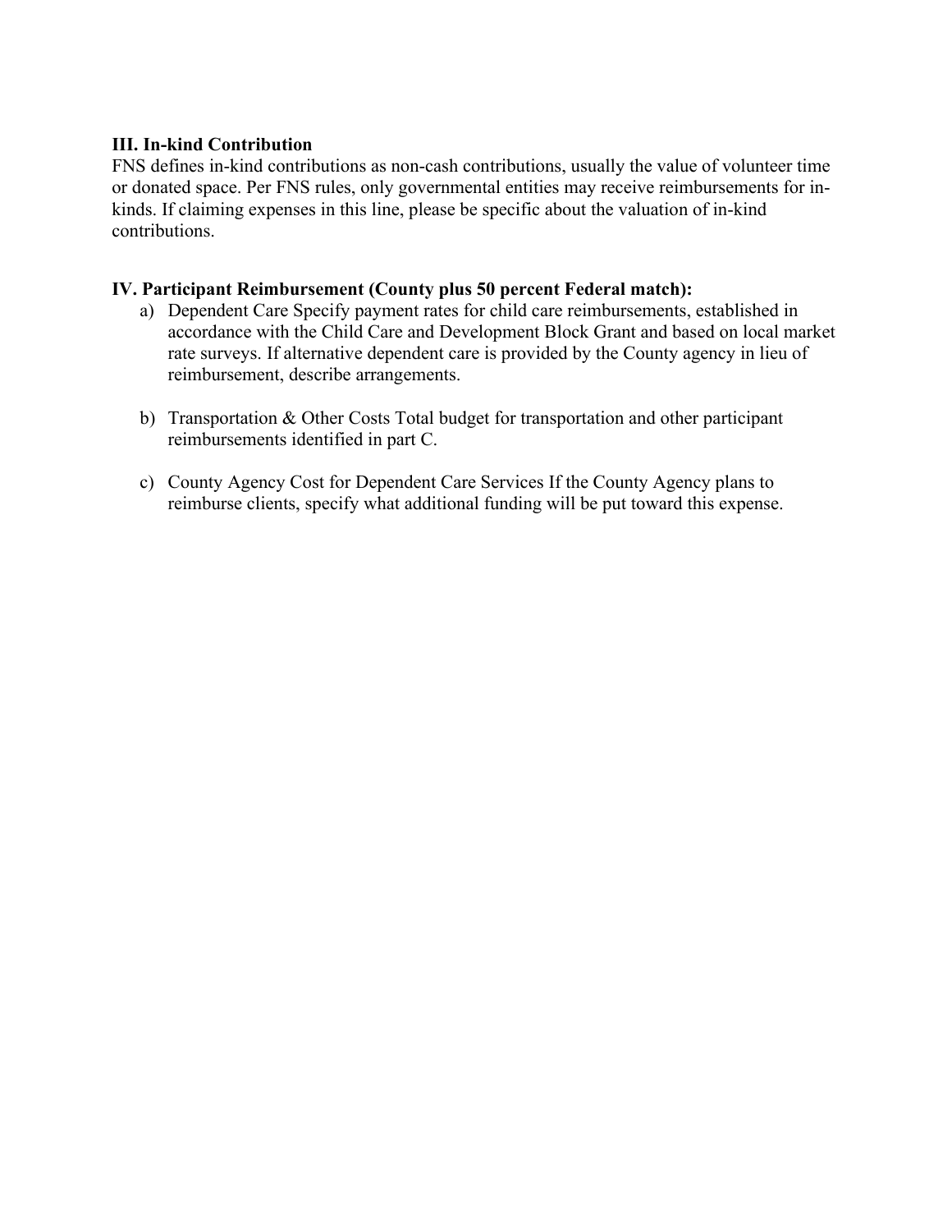### III. In-kind Contribution

FNS defines in-kind contributions as non-cash contributions, usually the value of volunteer time or donated space. Per FNS rules, only governmental entities may receive reimbursements for in-kinds. If claiming expenses in this line, please be specific about the valuation of in-kind contributions.

### IV. Participant Reimbursement (County plus 50 percent Federal match):

a) Dependent Care Specify payment rates for child care reimbursements, established in accordance with the Child Care and Development Block Grant and based on local market rate surveys. If alternative dependent care is provided by the County agency in lieu of reimbursement, describe arrangements.

b) Transportation & Other Costs Total budget for transportation and other participant reimbursements identified in part C.

c) County Agency Cost for Dependent Care Services If the County Agency plans to reimburse clients, specify what additional funding will be put toward this expense.